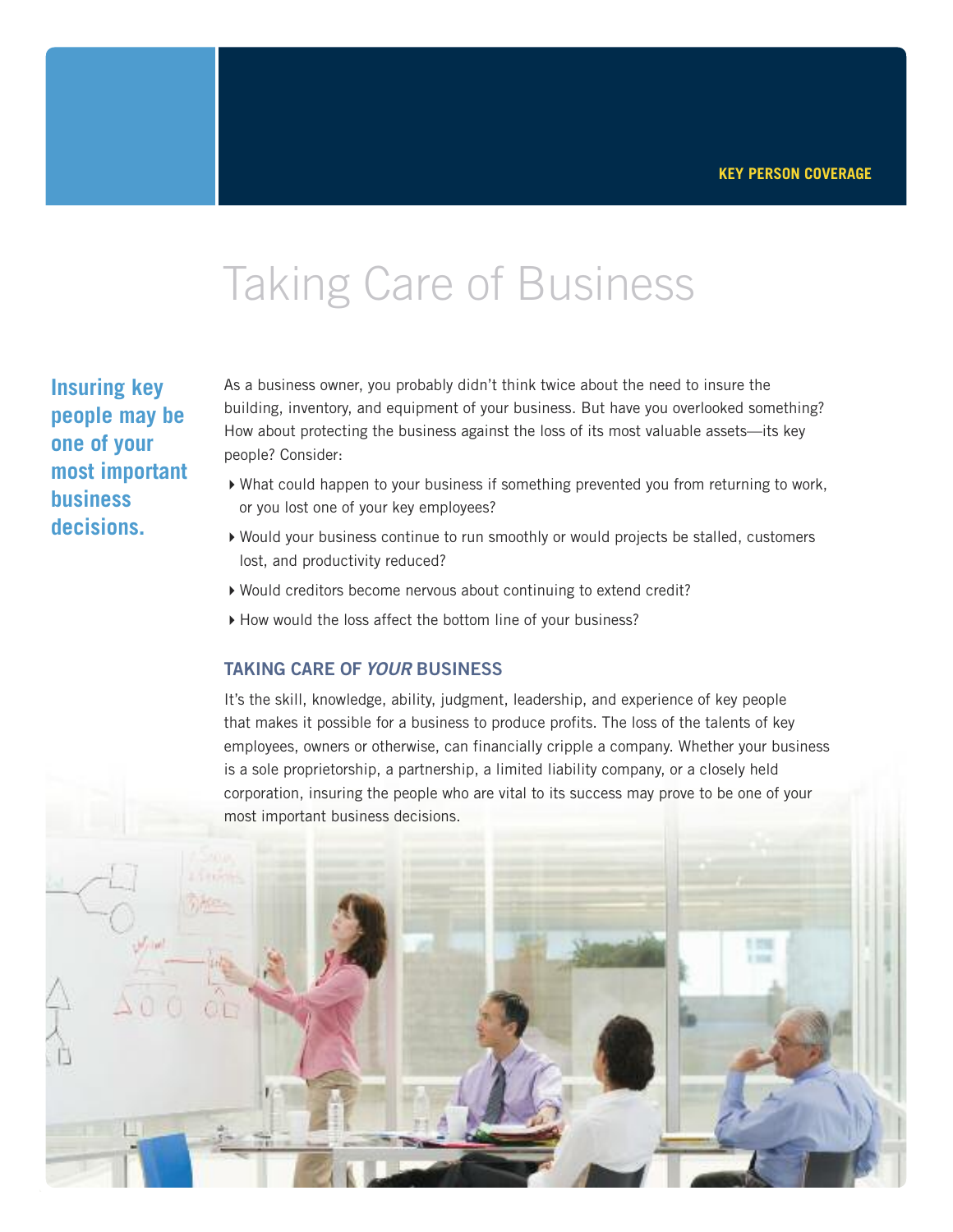KEY PERSON COVERAGE

# Taking Care of Business

**Insuring key people may be one of your most important business decisions.**

As a business owner, you probably didn't think twice about the need to insure the building, inventory, and equipment of your business. But have you overlooked something? How about protecting the business against the loss of its most valuable assets—its key people? Consider:

- What could happen to your business if something prevented you from returning to work, or you lost one of your key employees?
- Would your business continue to run smoothly or would projects be stalled, customers lost, and productivity reduced?
- Would creditors become nervous about continuing to extend credit?
- How would the loss affect the bottom line of your business?

## TAKING CARE OF *YOUR* BUSINESS

It's the skill, knowledge, ability, judgment, leadership, and experience of key people that makes it possible for a business to produce profits. The loss of the talents of key employees, owners or otherwise, can financially cripple a company. Whether your business is a sole proprietorship, a partnership, a limited liability company, or a closely held corporation, insuring the people who are vital to its success may prove to be one of your most important business decisions.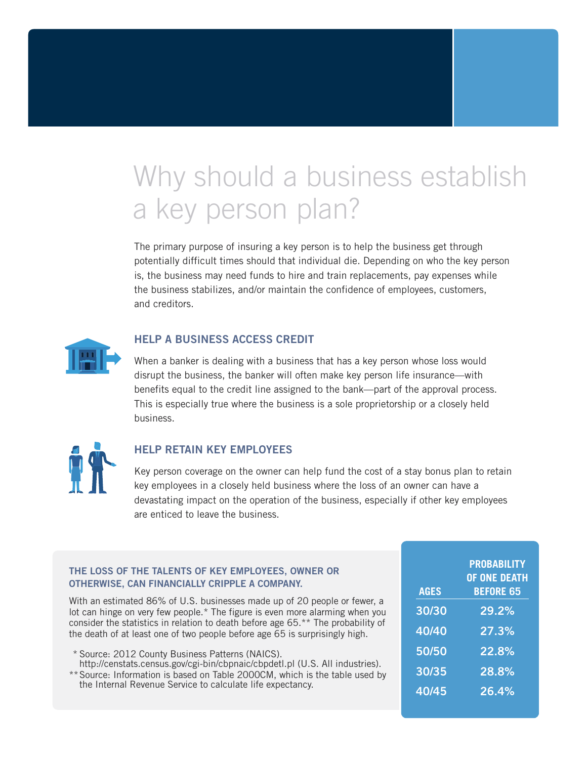# Why should a business establish a key person plan?

The primary purpose of insuring a key person is to help the business get through potentially difficult times should that individual die. Depending on who the key person is, the business may need funds to hire and train replacements, pay expenses while the business stabilizes, and/or maintain the confidence of employees, customers, and creditors.

## HELP A BUSINESS ACCESS CREDIT

When a banker is dealing with a business that has a key person whose loss would disrupt the business, the banker will often make key person life insurance—with benefits equal to the credit line assigned to the bank—part of the approval process. This is especially true where the business is a sole proprietorship or a closely held business.

## HELP RETAIN KEY EMPLOYEES

Key person coverage on the owner can help fund the cost of a stay bonus plan to retain key employees in a closely held business where the loss of an owner can have a devastating impact on the operation of the business, especially if other key employees are enticed to leave the business.

### THE LOSS OF THE TALENTS OF KEY EMPLOYEES, OWNER OR OTHERWISE, CAN FINANCIALLY CRIPPLE A COMPANY.

With an estimated 86% of U.S. businesses made up of 20 people or fewer, a lot can hinge on very few people.* The figure is even more alarming when you consider the statistics in relation to death before age 65.** The probability of the death of at least one of two people before age 65 is surprisingly high.

\* Source: 2012 County Business Patterns (NAICS). http://censtats.census.gov/cgi-bin/cbpnaic/cbpdetl.pl (U.S. All industries).
\*\* Source: Information is based on Table 2000CM, which is the table used by the Internal Revenue Service to calculate life expectancy.

| AGES | PROBABILITY OF ONE DEATH BEFORE 65 |
|---|---|
| 30/30 | 29.2% |
| 40/40 | 27.3% |
| 50/50 | 22.8% |
| 30/35 | 28.8% |
| 40/45 | 26.4% |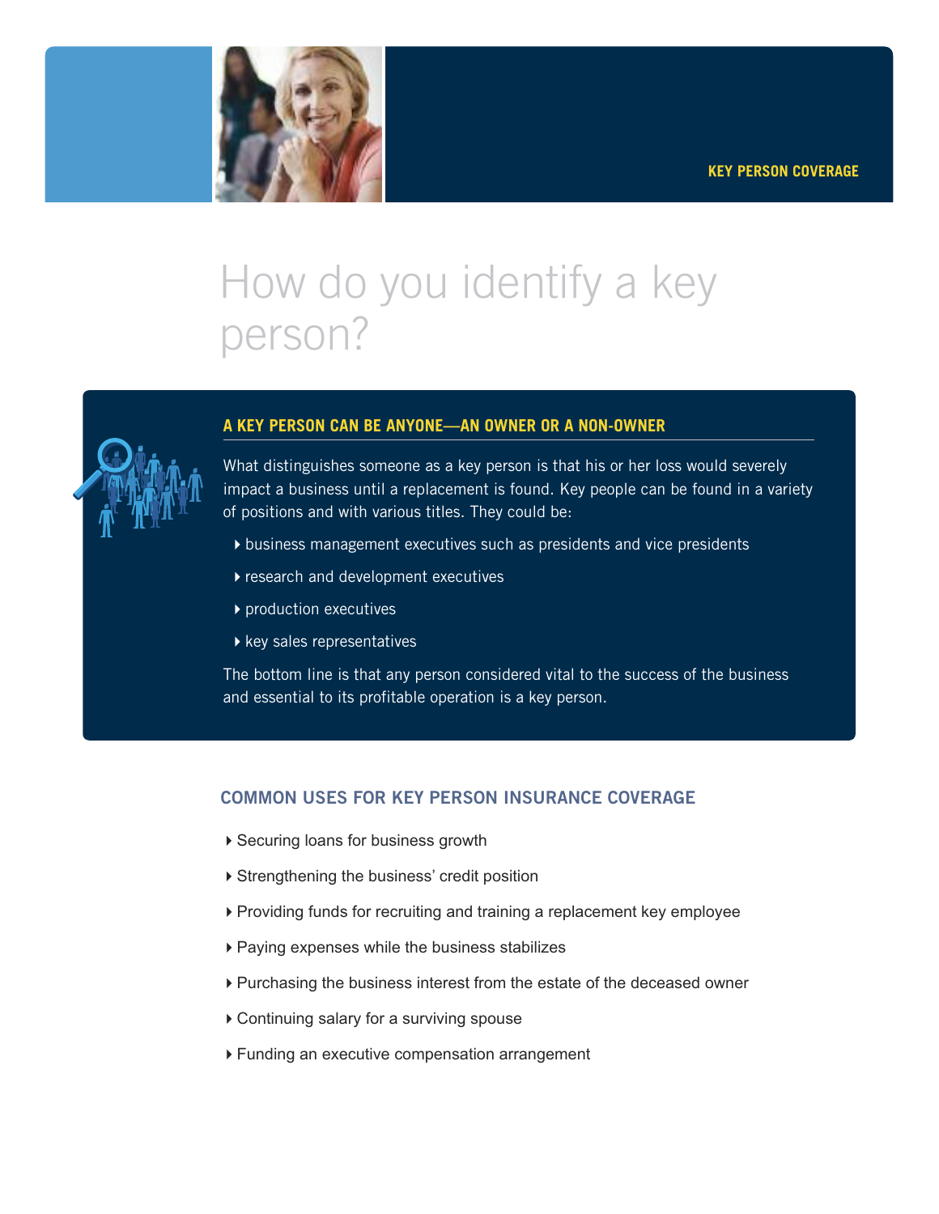KEY PERSON COVERAGE

# How do you identify a key person?

## A KEY PERSON CAN BE ANYONE—AN OWNER OR A NON-OWNER

What distinguishes someone as a key person is that his or her loss would severely impact a business until a replacement is found. Key people can be found in a variety of positions and with various titles. They could be:

- business management executives such as presidents and vice presidents
- research and development executives
- production executives
- key sales representatives

The bottom line is that any person considered vital to the success of the business and essential to its profitable operation is a key person.

## COMMON USES FOR KEY PERSON INSURANCE COVERAGE

- Securing loans for business growth
- Strengthening the business' credit position
- Providing funds for recruiting and training a replacement key employee
- Paying expenses while the business stabilizes
- Purchasing the business interest from the estate of the deceased owner
- Continuing salary for a surviving spouse
- Funding an executive compensation arrangement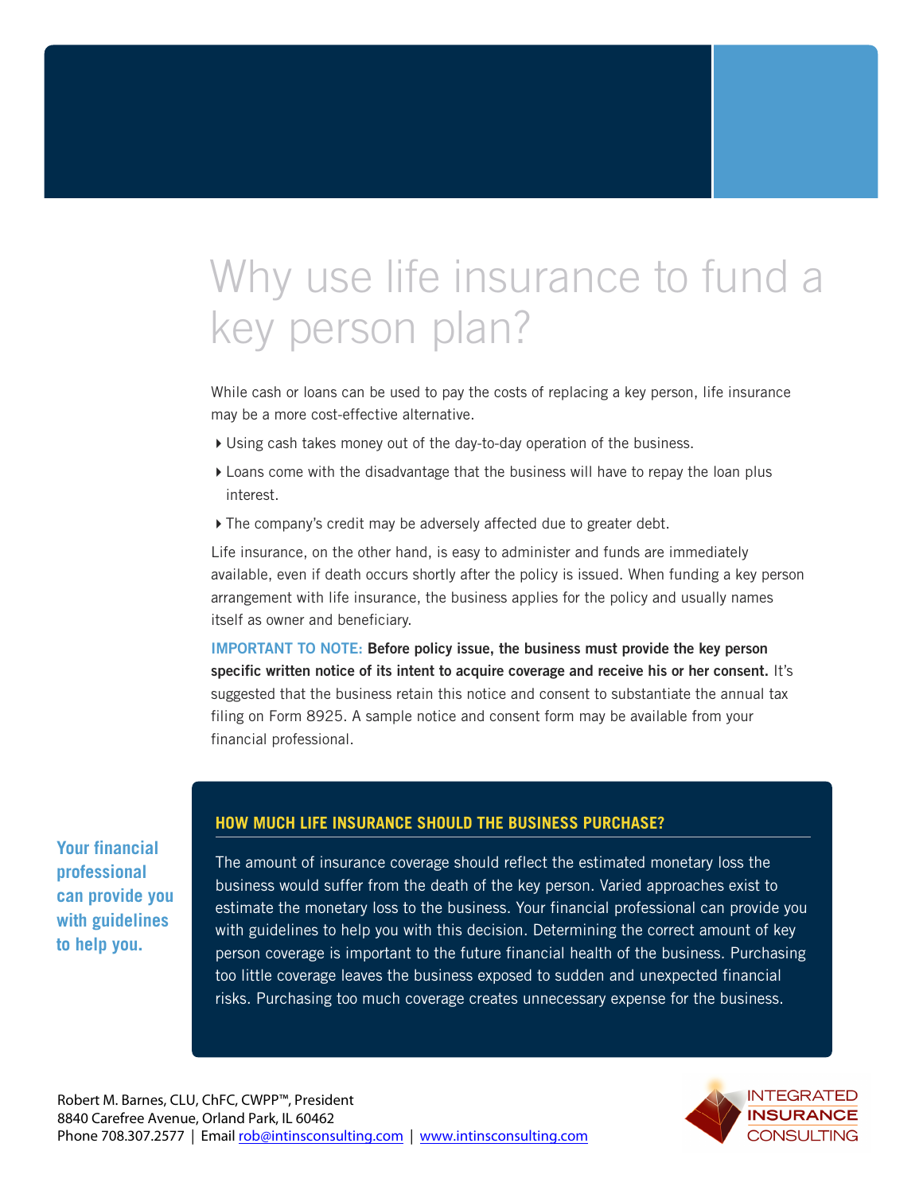# Why use life insurance to fund a key person plan?

While cash or loans can be used to pay the costs of replacing a key person, life insurance may be a more cost-effective alternative.

- Using cash takes money out of the day-to-day operation of the business.
- Loans come with the disadvantage that the business will have to repay the loan plus interest.
- The company's credit may be adversely affected due to greater debt.

Life insurance, on the other hand, is easy to administer and funds are immediately available, even if death occurs shortly after the policy is issued. When funding a key person arrangement with life insurance, the business applies for the policy and usually names itself as owner and beneficiary.

**IMPORTANT TO NOTE:** **Before policy issue, the business must provide the key person specific written notice of its intent to acquire coverage and receive his or her consent.** It's suggested that the business retain this notice and consent to substantiate the annual tax filing on Form 8925. A sample notice and consent form may be available from your financial professional.

**Your financial professional can provide you with guidelines to help you.**

## HOW MUCH LIFE INSURANCE SHOULD THE BUSINESS PURCHASE?

The amount of insurance coverage should reflect the estimated monetary loss the business would suffer from the death of the key person. Varied approaches exist to estimate the monetary loss to the business. Your financial professional can provide you with guidelines to help you with this decision. Determining the correct amount of key person coverage is important to the future financial health of the business. Purchasing too little coverage leaves the business exposed to sudden and unexpected financial risks. Purchasing too much coverage creates unnecessary expense for the business.

Robert M. Barnes, CLU, ChFC, CWPP™, President
8840 Carefree Avenue, Orland Park, IL 60462
Phone 708.307.2577 | Email rob@intinsconsulting.com | www.intinsconsulting.com

INTEGRATED INSURANCE CONSULTING